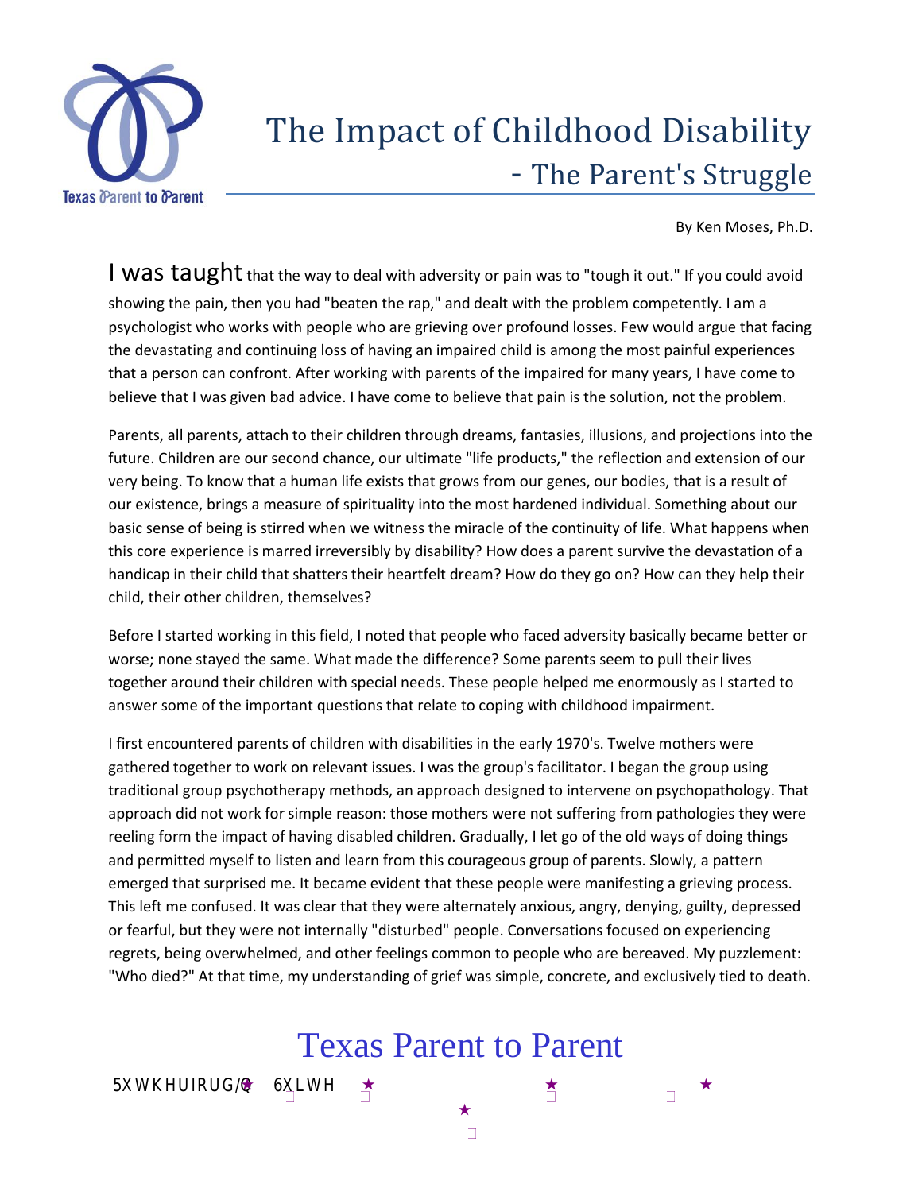# The Impact of Childhood Disability - The Parent's Struggle

By Ken Moses, Ph.D.

I was taught that the way to deal with adversity or pain was to "tough it out." If you could avoid showing the pain, then you had "beaten the rap," and dealt with the problem competently. I am a psychologist who works with people who are grieving over profound losses. Few would argue that facing the devastating and continuing loss of having an impaired child is among the most painful experiences that a person can confront. After working with parents of the impaired for many years, I have come to believe that I was given bad advice. I have come to believe that pain is the solution, not the problem.

Parents, all parents, attach to their children through dreams, fantasies, illusions, and projections into the future. Children are our second chance, our ultimate "life products," the reflection and extension of our very being. To know that a human life exists that grows from our genes, our bodies, that is a result of our existence, brings a measure of spirituality into the most hardened individual. Something about our basic sense of being is stirred when we witness the miracle of the continuity of life. What happens when this core experience is marred irreversibly by disability? How does a parent survive the devastation of a handicap in their child that shatters their heartfelt dream? How do they go on? How can they help their child, their other children, themselves?

Before I started working in this field, I noted that people who faced adversity basically became better or worse; none stayed the same. What made the difference? Some parents seem to pull their lives together around their children with special needs. These people helped me enormously as I started to answer some of the important questions that relate to coping with childhood impairment.

I first encountered parents of children with disabilities in the early 1970's. Twelve mothers were gathered together to work on relevant issues. I was the group's facilitator. I began the group using traditional group psychotherapy methods, an approach designed to intervene on psychopathology. That approach did not work for simple reason: those mothers were not suffering from pathologies they were reeling form the impact of having disabled children. Gradually, I let go of the old ways of doing things and permitted myself to listen and learn from this courageous group of parents. Slowly, a pattern emerged that surprised me. It became evident that these people were manifesting a grieving process. This left me confused. It was clear that they were alternately anxious, angry, denying, guilty, depressed or fearful, but they were not internally "disturbed" people. Conversations focused on experiencing regrets, being overwhelmed, and other feelings common to people who are bereaved. My puzzlement: "Who died?" At that time, my understanding of grief was simple, concrete, and exclusively tied to death.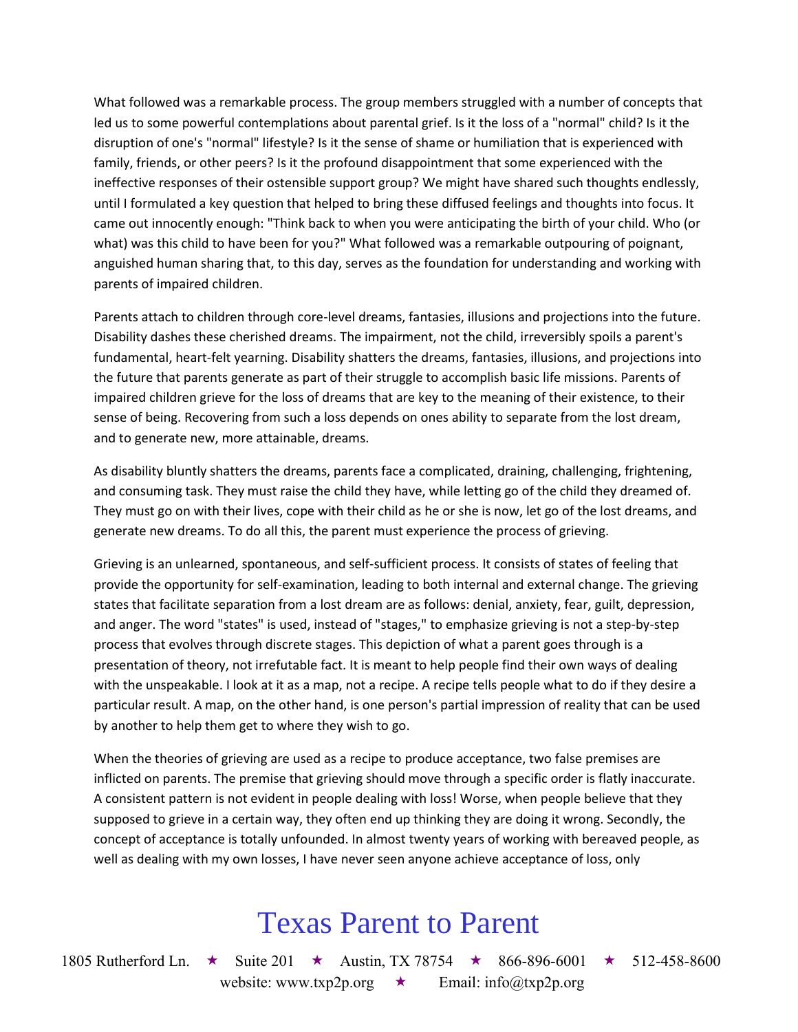What followed was a remarkable process. The group members struggled with a number of concepts that led us to some powerful contemplations about parental grief. Is it the loss of a "normal" child? Is it the disruption of one's "normal" lifestyle? Is it the sense of shame or humiliation that is experienced with family, friends, or other peers? Is it the profound disappointment that some experienced with the ineffective responses of their ostensible support group? We might have shared such thoughts endlessly, until I formulated a key question that helped to bring these diffused feelings and thoughts into focus. It came out innocently enough: "Think back to when you were anticipating the birth of your child. Who (or what) was this child to have been for you?" What followed was a remarkable outpouring of poignant, anguished human sharing that, to this day, serves as the foundation for understanding and working with parents of impaired children.

Parents attach to children through core-level dreams, fantasies, illusions and projections into the future. Disability dashes these cherished dreams. The impairment, not the child, irreversibly spoils a parent's fundamental, heart-felt yearning. Disability shatters the dreams, fantasies, illusions, and projections into the future that parents generate as part of their struggle to accomplish basic life missions. Parents of impaired children grieve for the loss of dreams that are key to the meaning of their existence, to their sense of being. Recovering from such a loss depends on ones ability to separate from the lost dream, and to generate new, more attainable, dreams.

As disability bluntly shatters the dreams, parents face a complicated, draining, challenging, frightening, and consuming task. They must raise the child they have, while letting go of the child they dreamed of. They must go on with their lives, cope with their child as he or she is now, let go of the lost dreams, and generate new dreams. To do all this, the parent must experience the process of grieving.

Grieving is an unlearned, spontaneous, and self-sufficient process. It consists of states of feeling that provide the opportunity for self-examination, leading to both internal and external change. The grieving states that facilitate separation from a lost dream are as follows: denial, anxiety, fear, guilt, depression, and anger. The word "states" is used, instead of "stages," to emphasize grieving is not a step-by-step process that evolves through discrete stages. This depiction of what a parent goes through is a presentation of theory, not irrefutable fact. It is meant to help people find their own ways of dealing with the unspeakable. I look at it as a map, not a recipe. A recipe tells people what to do if they desire a particular result. A map, on the other hand, is one person's partial impression of reality that can be used by another to help them get to where they wish to go.

When the theories of grieving are used as a recipe to produce acceptance, two false premises are inflicted on parents. The premise that grieving should move through a specific order is flatly inaccurate. A consistent pattern is not evident in people dealing with loss! Worse, when people believe that they supposed to grieve in a certain way, they often end up thinking they are doing it wrong. Secondly, the concept of acceptance is totally unfounded. In almost twenty years of working with bereaved people, as well as dealing with my own losses, I have never seen anyone achieve acceptance of loss, only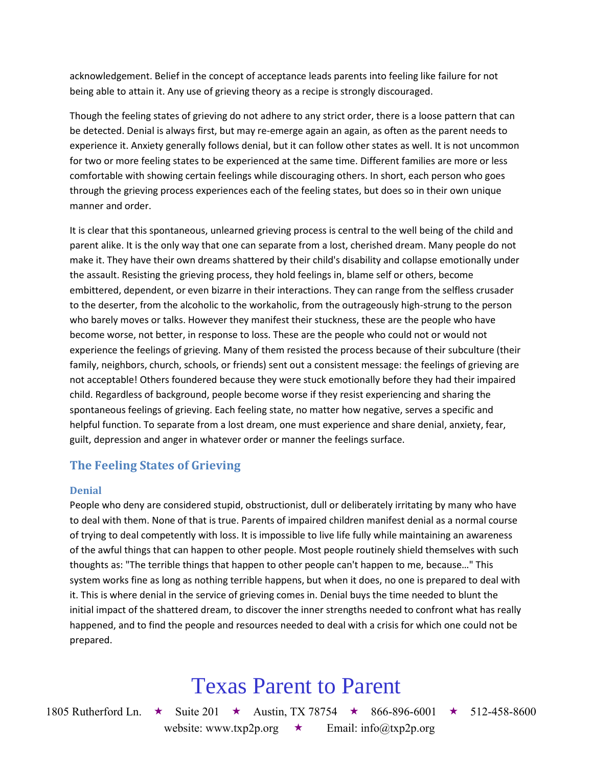acknowledgement. Belief in the concept of acceptance leads parents into feeling like failure for not being able to attain it. Any use of grieving theory as a recipe is strongly discouraged.

Though the feeling states of grieving do not adhere to any strict order, there is a loose pattern that can be detected. Denial is always first, but may re-emerge again an again, as often as the parent needs to experience it. Anxiety generally follows denial, but it can follow other states as well. It is not uncommon for two or more feeling states to be experienced at the same time. Different families are more or less comfortable with showing certain feelings while discouraging others. In short, each person who goes through the grieving process experiences each of the feeling states, but does so in their own unique manner and order.

It is clear that this spontaneous, unlearned grieving process is central to the well being of the child and parent alike. It is the only way that one can separate from a lost, cherished dream. Many people do not make it. They have their own dreams shattered by their child's disability and collapse emotionally under the assault. Resisting the grieving process, they hold feelings in, blame self or others, become embittered, dependent, or even bizarre in their interactions. They can range from the selfless crusader to the deserter, from the alcoholic to the workaholic, from the outrageously high-strung to the person who barely moves or talks. However they manifest their stuckness, these are the people who have become worse, not better, in response to loss. These are the people who could not or would not experience the feelings of grieving. Many of them resisted the process because of their subculture (their family, neighbors, church, schools, or friends) sent out a consistent message: the feelings of grieving are not acceptable! Others foundered because they were stuck emotionally before they had their impaired child. Regardless of background, people become worse if they resist experiencing and sharing the spontaneous feelings of grieving. Each feeling state, no matter how negative, serves a specific and helpful function. To separate from a lost dream, one must experience and share denial, anxiety, fear, guilt, depression and anger in whatever order or manner the feelings surface.

## The Feeling States of Grieving

### Denial

People who deny are considered stupid, obstructionist, dull or deliberately irritating by many who have to deal with them. None of that is true. Parents of impaired children manifest denial as a normal course of trying to deal competently with loss. It is impossible to live life fully while maintaining an awareness of the awful things that can happen to other people. Most people routinely shield themselves with such thoughts as: "The terrible things that happen to other people can't happen to me, because…" This system works fine as long as nothing terrible happens, but when it does, no one is prepared to deal with it. This is where denial in the service of grieving comes in. Denial buys the time needed to blunt the initial impact of the shattered dream, to discover the inner strengths needed to confront what has really happened, and to find the people and resources needed to deal with a crisis for which one could not be prepared.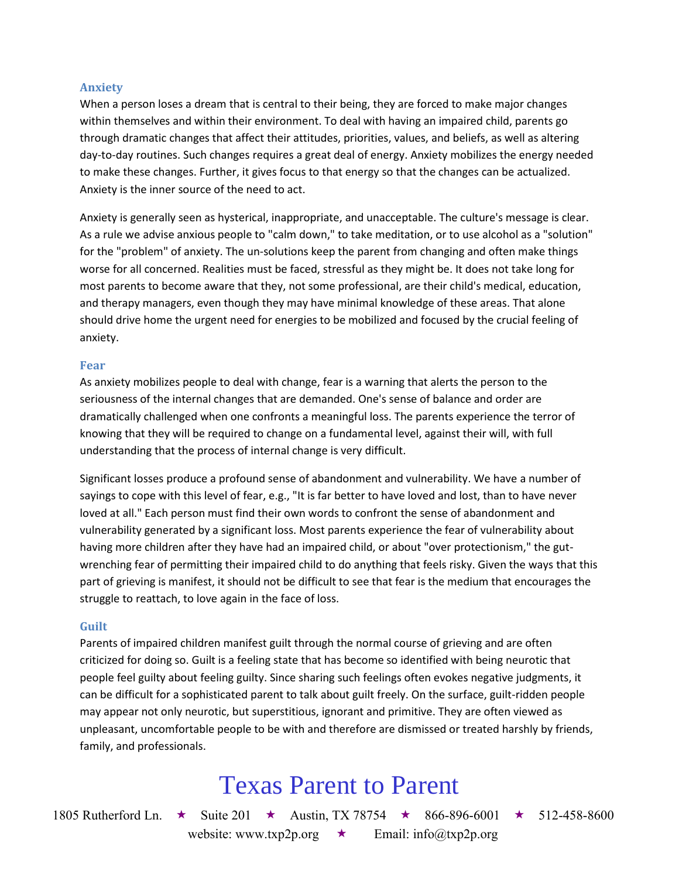### Anxiety

When a person loses a dream that is central to their being, they are forced to make major changes within themselves and within their environment. To deal with having an impaired child, parents go through dramatic changes that affect their attitudes, priorities, values, and beliefs, as well as altering day-to-day routines. Such changes requires a great deal of energy. Anxiety mobilizes the energy needed to make these changes. Further, it gives focus to that energy so that the changes can be actualized. Anxiety is the inner source of the need to act.

Anxiety is generally seen as hysterical, inappropriate, and unacceptable. The culture's message is clear. As a rule we advise anxious people to "calm down," to take meditation, or to use alcohol as a "solution" for the "problem" of anxiety. The un-solutions keep the parent from changing and often make things worse for all concerned. Realities must be faced, stressful as they might be. It does not take long for most parents to become aware that they, not some professional, are their child's medical, education, and therapy managers, even though they may have minimal knowledge of these areas. That alone should drive home the urgent need for energies to be mobilized and focused by the crucial feeling of anxiety.

### Fear

As anxiety mobilizes people to deal with change, fear is a warning that alerts the person to the seriousness of the internal changes that are demanded. One's sense of balance and order are dramatically challenged when one confronts a meaningful loss. The parents experience the terror of knowing that they will be required to change on a fundamental level, against their will, with full understanding that the process of internal change is very difficult.

Significant losses produce a profound sense of abandonment and vulnerability. We have a number of sayings to cope with this level of fear, e.g., "It is far better to have loved and lost, than to have never loved at all." Each person must find their own words to confront the sense of abandonment and vulnerability generated by a significant loss. Most parents experience the fear of vulnerability about having more children after they have had an impaired child, or about "over protectionism," the gut-wrenching fear of permitting their impaired child to do anything that feels risky. Given the ways that this part of grieving is manifest, it should not be difficult to see that fear is the medium that encourages the struggle to reattach, to love again in the face of loss.

### Guilt

Parents of impaired children manifest guilt through the normal course of grieving and are often criticized for doing so. Guilt is a feeling state that has become so identified with being neurotic that people feel guilty about feeling guilty. Since sharing such feelings often evokes negative judgments, it can be difficult for a sophisticated parent to talk about guilt freely. On the surface, guilt-ridden people may appear not only neurotic, but superstitious, ignorant and primitive. They are often viewed as unpleasant, uncomfortable people to be with and therefore are dismissed or treated harshly by friends, family, and professionals.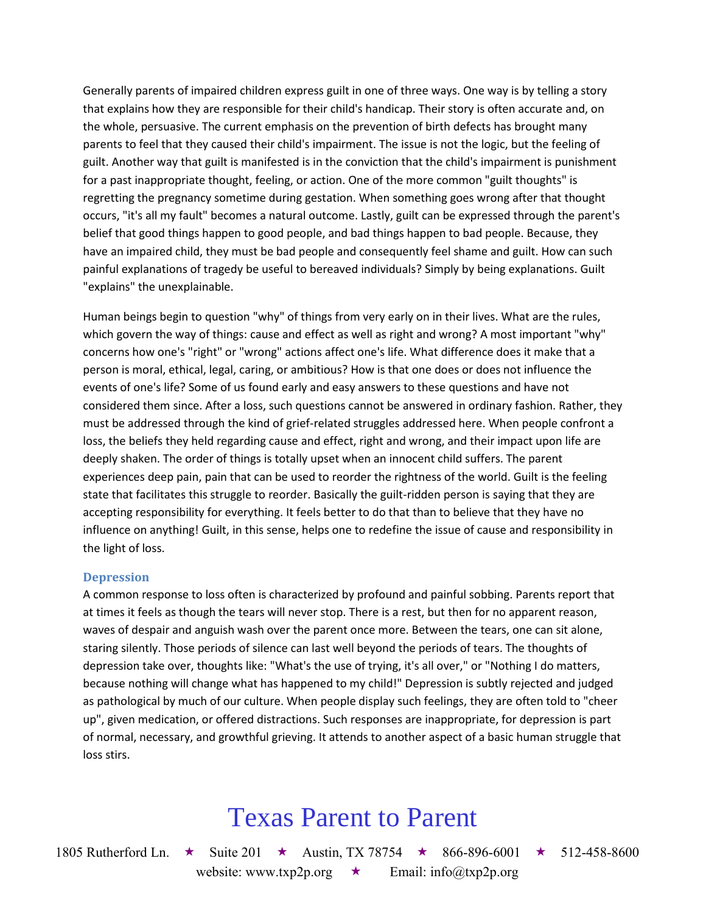Generally parents of impaired children express guilt in one of three ways. One way is by telling a story that explains how they are responsible for their child's handicap. Their story is often accurate and, on the whole, persuasive. The current emphasis on the prevention of birth defects has brought many parents to feel that they caused their child's impairment. The issue is not the logic, but the feeling of guilt. Another way that guilt is manifested is in the conviction that the child's impairment is punishment for a past inappropriate thought, feeling, or action. One of the more common "guilt thoughts" is regretting the pregnancy sometime during gestation. When something goes wrong after that thought occurs, "it's all my fault" becomes a natural outcome. Lastly, guilt can be expressed through the parent's belief that good things happen to good people, and bad things happen to bad people. Because, they have an impaired child, they must be bad people and consequently feel shame and guilt. How can such painful explanations of tragedy be useful to bereaved individuals? Simply by being explanations. Guilt "explains" the unexplainable.

Human beings begin to question "why" of things from very early on in their lives. What are the rules, which govern the way of things: cause and effect as well as right and wrong? A most important "why" concerns how one's "right" or "wrong" actions affect one's life. What difference does it make that a person is moral, ethical, legal, caring, or ambitious? How is that one does or does not influence the events of one's life? Some of us found early and easy answers to these questions and have not considered them since. After a loss, such questions cannot be answered in ordinary fashion. Rather, they must be addressed through the kind of grief-related struggles addressed here. When people confront a loss, the beliefs they held regarding cause and effect, right and wrong, and their impact upon life are deeply shaken. The order of things is totally upset when an innocent child suffers. The parent experiences deep pain, pain that can be used to reorder the rightness of the world. Guilt is the feeling state that facilitates this struggle to reorder. Basically the guilt-ridden person is saying that they are accepting responsibility for everything. It feels better to do that than to believe that they have no influence on anything! Guilt, in this sense, helps one to redefine the issue of cause and responsibility in the light of loss.

### Depression

A common response to loss often is characterized by profound and painful sobbing. Parents report that at times it feels as though the tears will never stop. There is a rest, but then for no apparent reason, waves of despair and anguish wash over the parent once more. Between the tears, one can sit alone, staring silently. Those periods of silence can last well beyond the periods of tears. The thoughts of depression take over, thoughts like: "What's the use of trying, it's all over," or "Nothing I do matters, because nothing will change what has happened to my child!" Depression is subtly rejected and judged as pathological by much of our culture. When people display such feelings, they are often told to "cheer up", given medication, or offered distractions. Such responses are inappropriate, for depression is part of normal, necessary, and growthful grieving. It attends to another aspect of a basic human struggle that loss stirs.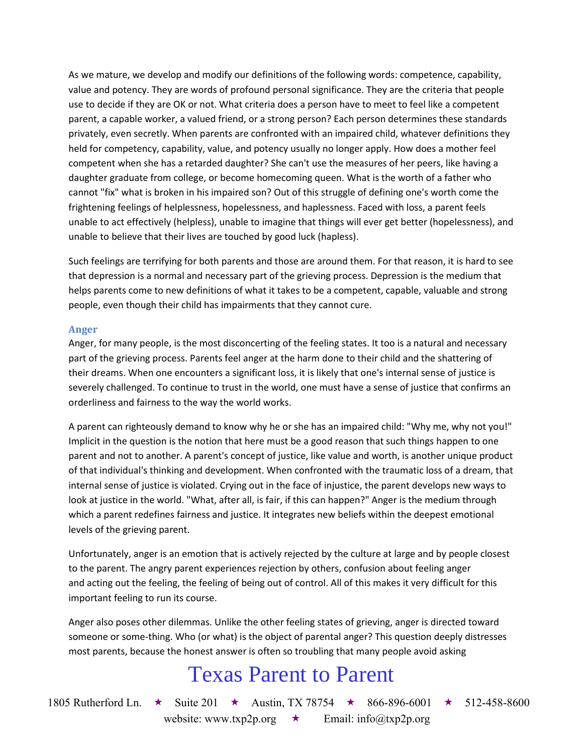As we mature, we develop and modify our definitions of the following words: competence, capability, value and potency. They are words of profound personal significance. They are the criteria that people use to decide if they are OK or not. What criteria does a person have to meet to feel like a competent parent, a capable worker, a valued friend, or a strong person? Each person determines these standards privately, even secretly. When parents are confronted with an impaired child, whatever definitions they held for competency, capability, value, and potency usually no longer apply. How does a mother feel competent when she has a retarded daughter? She can't use the measures of her peers, like having a daughter graduate from college, or become homecoming queen. What is the worth of a father who cannot "fix" what is broken in his impaired son? Out of this struggle of defining one's worth come the frightening feelings of helplessness, hopelessness, and haplessness. Faced with loss, a parent feels unable to act effectively (helpless), unable to imagine that things will ever get better (hopelessness), and unable to believe that their lives are touched by good luck (hapless).

Such feelings are terrifying for both parents and those are around them. For that reason, it is hard to see that depression is a normal and necessary part of the grieving process. Depression is the medium that helps parents come to new definitions of what it takes to be a competent, capable, valuable and strong people, even though their child has impairments that they cannot cure.

### Anger

Anger, for many people, is the most disconcerting of the feeling states. It too is a natural and necessary part of the grieving process. Parents feel anger at the harm done to their child and the shattering of their dreams. When one encounters a significant loss, it is likely that one's internal sense of justice is severely challenged. To continue to trust in the world, one must have a sense of justice that confirms an orderliness and fairness to the way the world works.

A parent can righteously demand to know why he or she has an impaired child: "Why me, why not you!" Implicit in the question is the notion that here must be a good reason that such things happen to one parent and not to another. A parent's concept of justice, like value and worth, is another unique product of that individual's thinking and development. When confronted with the traumatic loss of a dream, that internal sense of justice is violated. Crying out in the face of injustice, the parent develops new ways to look at justice in the world. "What, after all, is fair, if this can happen?" Anger is the medium through which a parent redefines fairness and justice. It integrates new beliefs within the deepest emotional levels of the grieving parent.

Unfortunately, anger is an emotion that is actively rejected by the culture at large and by people closest to the parent. The angry parent experiences rejection by others, confusion about feeling anger and acting out the feeling, the feeling of being out of control. All of this makes it very difficult for this important feeling to run its course.

Anger also poses other dilemmas. Unlike the other feeling states of grieving, anger is directed toward someone or some-thing. Who (or what) is the object of parental anger? This question deeply distresses most parents, because the honest answer is often so troubling that many people avoid asking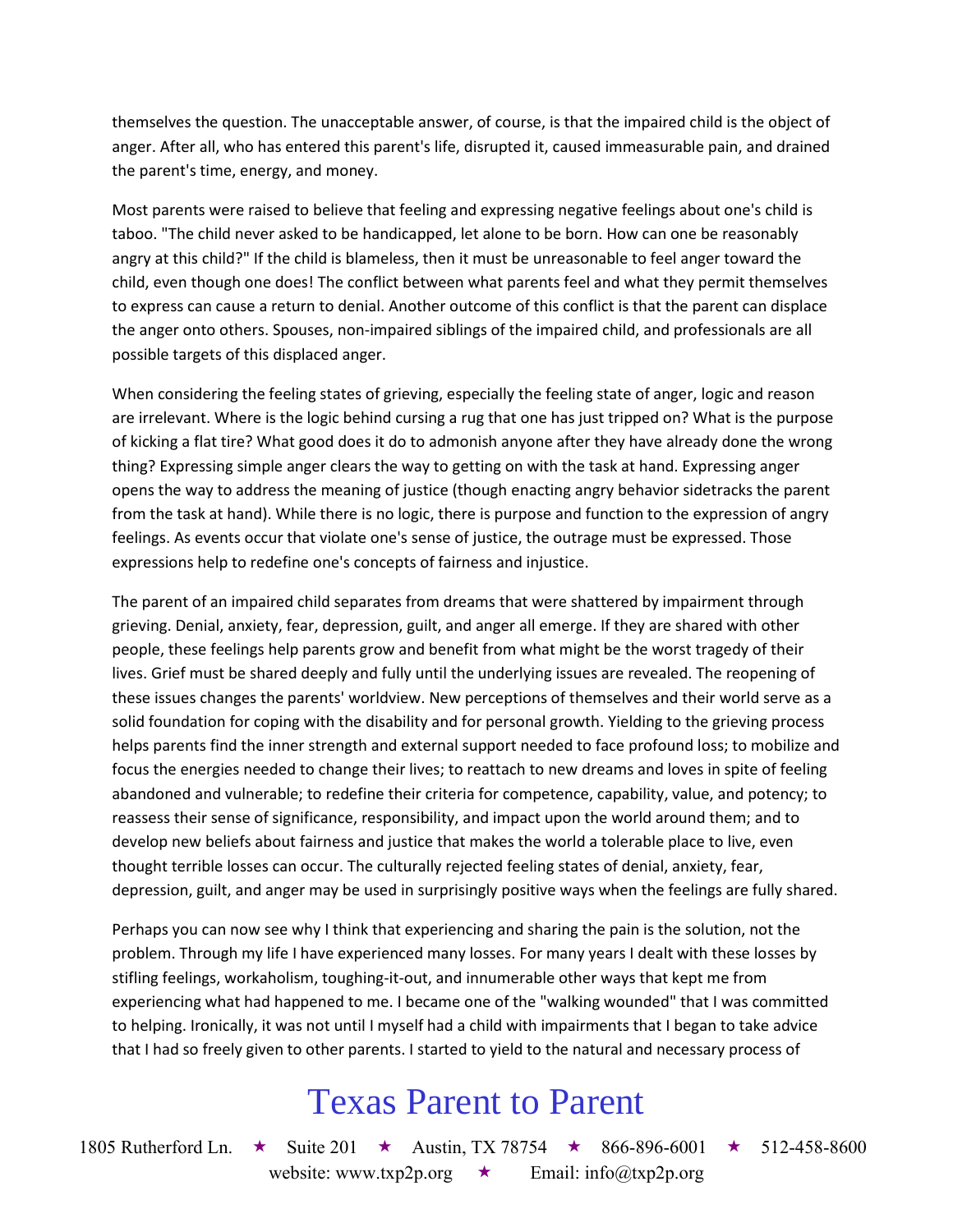themselves the question. The unacceptable answer, of course, is that the impaired child is the object of anger. After all, who has entered this parent's life, disrupted it, caused immeasurable pain, and drained the parent's time, energy, and money.

Most parents were raised to believe that feeling and expressing negative feelings about one's child is taboo. "The child never asked to be handicapped, let alone to be born. How can one be reasonably angry at this child?" If the child is blameless, then it must be unreasonable to feel anger toward the child, even though one does! The conflict between what parents feel and what they permit themselves to express can cause a return to denial. Another outcome of this conflict is that the parent can displace the anger onto others. Spouses, non-impaired siblings of the impaired child, and professionals are all possible targets of this displaced anger.

When considering the feeling states of grieving, especially the feeling state of anger, logic and reason are irrelevant. Where is the logic behind cursing a rug that one has just tripped on? What is the purpose of kicking a flat tire? What good does it do to admonish anyone after they have already done the wrong thing? Expressing simple anger clears the way to getting on with the task at hand. Expressing anger opens the way to address the meaning of justice (though enacting angry behavior sidetracks the parent from the task at hand). While there is no logic, there is purpose and function to the expression of angry feelings. As events occur that violate one's sense of justice, the outrage must be expressed. Those expressions help to redefine one's concepts of fairness and injustice.

The parent of an impaired child separates from dreams that were shattered by impairment through grieving. Denial, anxiety, fear, depression, guilt, and anger all emerge. If they are shared with other people, these feelings help parents grow and benefit from what might be the worst tragedy of their lives. Grief must be shared deeply and fully until the underlying issues are revealed. The reopening of these issues changes the parents' worldview. New perceptions of themselves and their world serve as a solid foundation for coping with the disability and for personal growth. Yielding to the grieving process helps parents find the inner strength and external support needed to face profound loss; to mobilize and focus the energies needed to change their lives; to reattach to new dreams and loves in spite of feeling abandoned and vulnerable; to redefine their criteria for competence, capability, value, and potency; to reassess their sense of significance, responsibility, and impact upon the world around them; and to develop new beliefs about fairness and justice that makes the world a tolerable place to live, even thought terrible losses can occur. The culturally rejected feeling states of denial, anxiety, fear, depression, guilt, and anger may be used in surprisingly positive ways when the feelings are fully shared.

Perhaps you can now see why I think that experiencing and sharing the pain is the solution, not the problem. Through my life I have experienced many losses. For many years I dealt with these losses by stifling feelings, workaholism, toughing-it-out, and innumerable other ways that kept me from experiencing what had happened to me. I became one of the "walking wounded" that I was committed to helping. Ironically, it was not until I myself had a child with impairments that I began to take advice that I had so freely given to other parents. I started to yield to the natural and necessary process of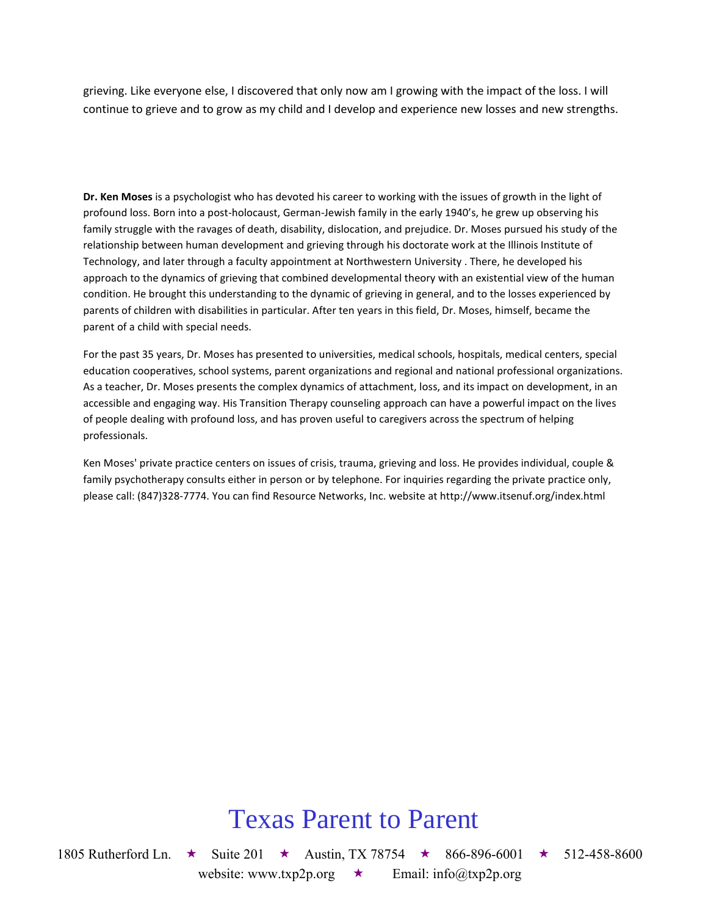grieving. Like everyone else, I discovered that only now am I growing with the impact of the loss. I will continue to grieve and to grow as my child and I develop and experience new losses and new strengths.

**Dr. Ken Moses** is a psychologist who has devoted his career to working with the issues of growth in the light of profound loss. Born into a post-holocaust, German-Jewish family in the early 1940's, he grew up observing his family struggle with the ravages of death, disability, dislocation, and prejudice. Dr. Moses pursued his study of the relationship between human development and grieving through his doctorate work at the Illinois Institute of Technology, and later through a faculty appointment at Northwestern University . There, he developed his approach to the dynamics of grieving that combined developmental theory with an existential view of the human condition. He brought this understanding to the dynamic of grieving in general, and to the losses experienced by parents of children with disabilities in particular. After ten years in this field, Dr. Moses, himself, became the parent of a child with special needs.

For the past 35 years, Dr. Moses has presented to universities, medical schools, hospitals, medical centers, special education cooperatives, school systems, parent organizations and regional and national professional organizations. As a teacher, Dr. Moses presents the complex dynamics of attachment, loss, and its impact on development, in an accessible and engaging way. His Transition Therapy counseling approach can have a powerful impact on the lives of people dealing with profound loss, and has proven useful to caregivers across the spectrum of helping professionals.

Ken Moses' private practice centers on issues of crisis, trauma, grieving and loss. He provides individual, couple & family psychotherapy consults either in person or by telephone. For inquiries regarding the private practice only, please call: (847)328-7774. You can find Resource Networks, Inc. website at http://www.itsenuf.org/index.html

Texas Parent to Parent

1805 Rutherford Ln. ★ Suite 201 ★ Austin, TX 78754 ★ 866-896-6001 ★ 512-458-8600
website: www.txp2p.org ★ Email: info@txp2p.org